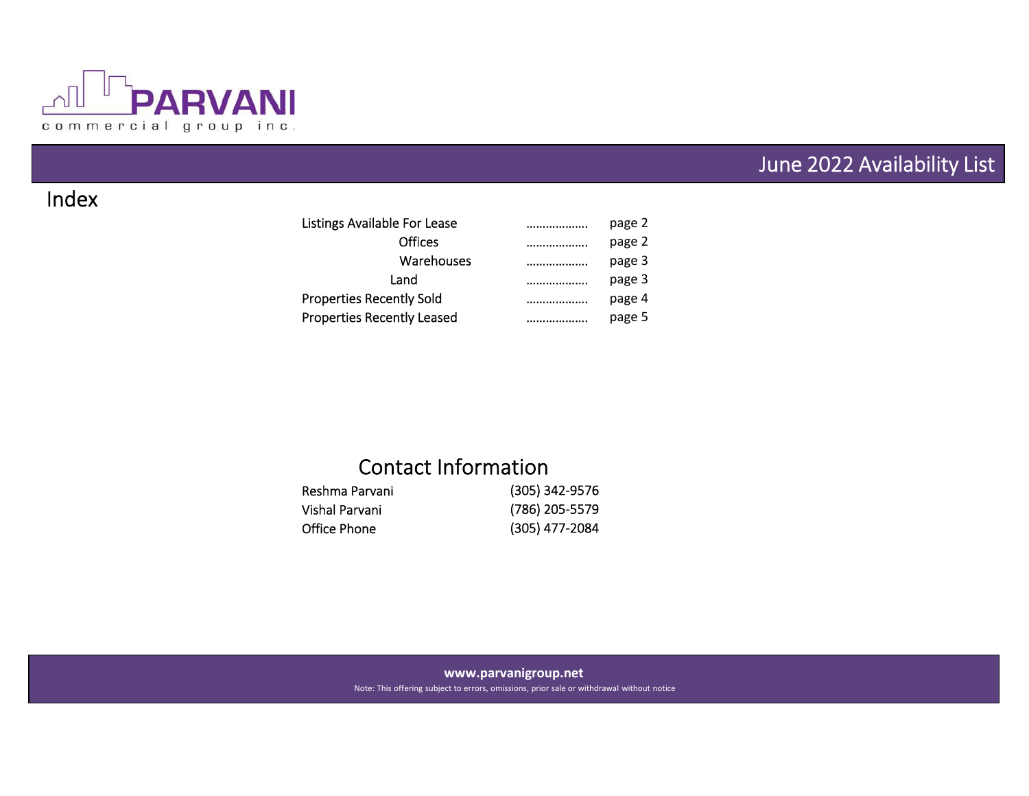PARVANI

commercial group inc.

# June 2022 Availability List

## Index

| | | |
|---|---|---|
| Listings Available For Lease | ................... | page 2 |
| Offices | ................... | page 2 |
| Warehouses | ................... | page 3 |
| Land | ................... | page 3 |
| Properties Recently Sold | ................... | page 4 |
| Properties Recently Leased | ................... | page 5 |

## Contact Information

| | |
|---|---|
| Reshma Parvani | (305) 342-9576 |
| Vishal Parvani | (786) 205-5579 |
| Office Phone | (305) 477-2084 |

**www.parvanigroup.net**

Note: This offering subject to errors, omissions, prior sale or withdrawal without notice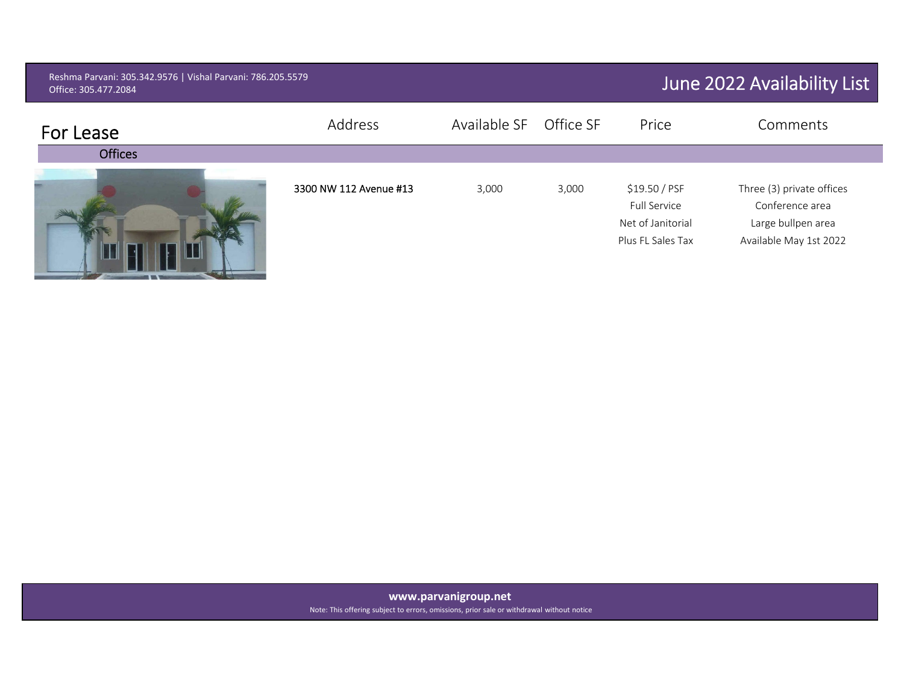Reshma Parvani: 305.342.9576 | Vishal Parvani: 786.205.5579
Office: 305.477.2084

# June 2022 Availability List

## For Lease

### Offices

| Address | Available SF | Office SF | Price | Comments |
|---|---|---|---|---|
| 3300 NW 112 Avenue #13 | 3,000 | 3,000 | $19.50 / PSF<br>Full Service<br>Net of Janitorial<br>Plus FL Sales Tax | Three (3) private offices<br>Conference area<br>Large bullpen area<br>Available May 1st 2022 |

**www.parvanigroup.net**

Note: This offering subject to errors, omissions, prior sale or withdrawal without notice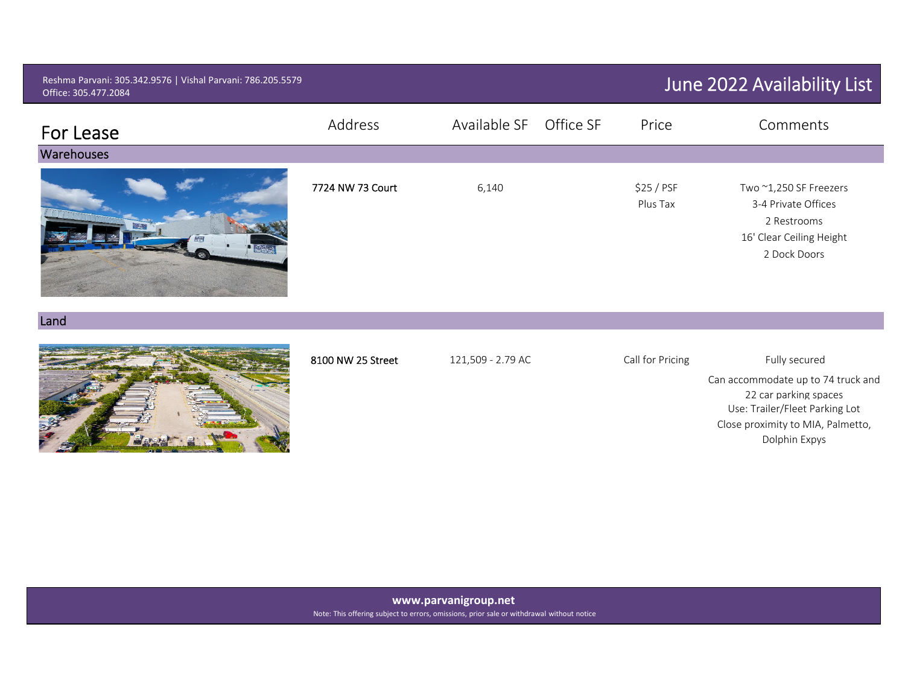Reshma Parvani: 305.342.9576 | Vishal Parvani: 786.205.5579
Office: 305.477.2084

# June 2022 Availability List

## For Lease

| Address | Available SF | Office SF | Price | Comments |
|---|---|---|---|---|
| **Warehouses** | | | | |
| 7724 NW 73 Court | 6,140 | | $25 / PSF Plus Tax | Two ~1,250 SF Freezers<br>3-4 Private Offices<br>2 Restrooms<br>16' Clear Ceiling Height<br>2 Dock Doors |
| **Land** | | | | |
| 8100 NW 25 Street | 121,509 - 2.79 AC | | Call for Pricing | Fully secured<br>Can accommodate up to 74 truck and 22 car parking spaces<br>Use: Trailer/Fleet Parking Lot<br>Close proximity to MIA, Palmetto, Dolphin Expys |

**www.parvanigroup.net**

Note: This offering subject to errors, omissions, prior sale or withdrawal without notice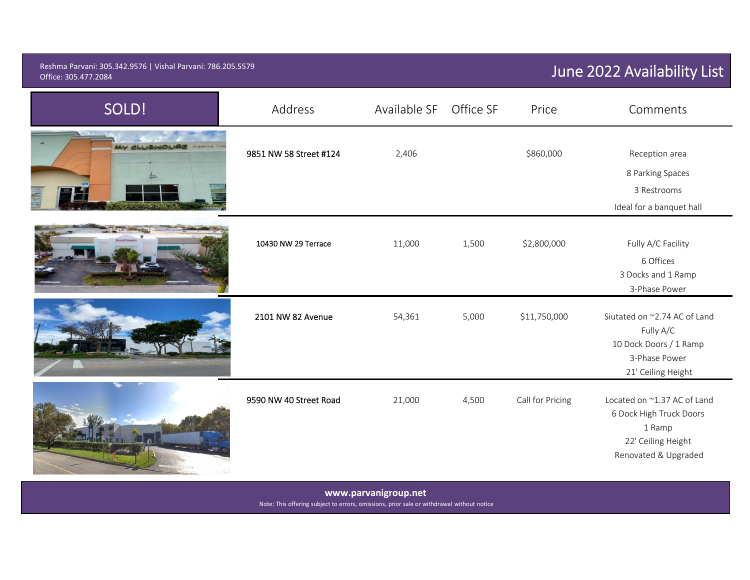Reshma Parvani: 305.342.9576 | Vishal Parvani: 786.205.5579
Office: 305.477.2084

# June 2022 Availability List

| SOLD! | Address | Available SF | Office SF | Price | Comments |
|---|---|---|---|---|---|
| | 9851 NW 58 Street #124 | 2,406 | | $860,000 | Reception area<br>8 Parking Spaces<br>3 Restrooms<br>Ideal for a banquet hall |
| | 10430 NW 29 Terrace | 11,000 | 1,500 | $2,800,000 | Fully A/C Facility<br>6 Offices<br>3 Docks and 1 Ramp<br>3-Phase Power |
| | 2101 NW 82 Avenue | 54,361 | 5,000 | $11,750,000 | Siutated on ~2.74 AC of Land<br>Fully A/C<br>10 Dock Doors / 1 Ramp<br>3-Phase Power<br>21' Ceiling Height |
| | 9590 NW 40 Street Road | 21,000 | 4,500 | Call for Pricing | Located on ~1.37 AC of Land<br>6 Dock High Truck Doors<br>1 Ramp<br>22' Ceiling Height<br>Renovated & Upgraded |

**www.parvanigroup.net**

Note: This offering subject to errors, omissions, prior sale or withdrawal without notice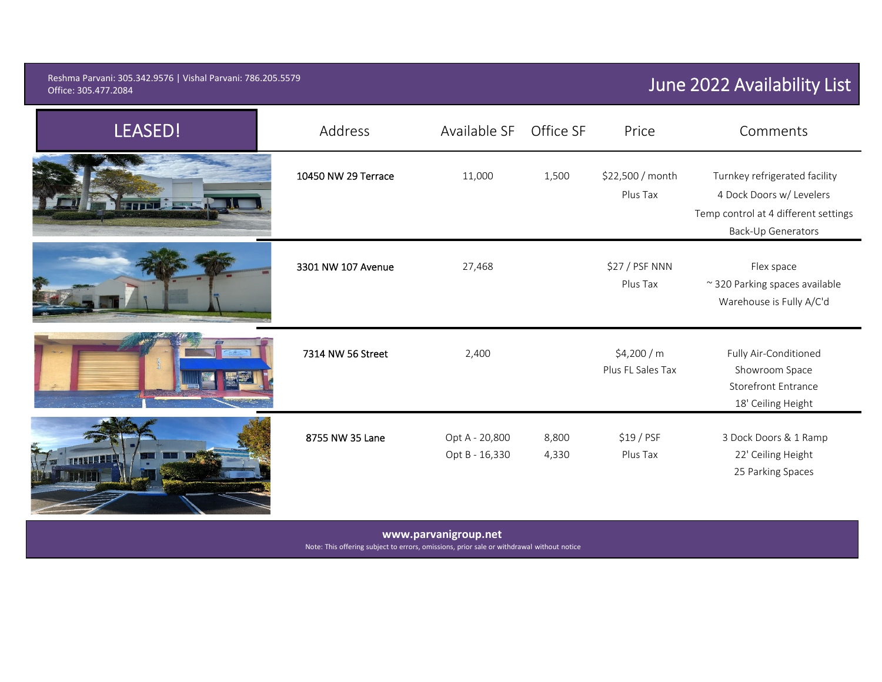Reshma Parvani: 305.342.9576 | Vishal Parvani: 786.205.5579
Office: 305.477.2084

# June 2022 Availability List

| LEASED! | Address | Available SF | Office SF | Price | Comments |
|---|---|---|---|---|---|
| | 10450 NW 29 Terrace | 11,000 | 1,500 | $22,500 / month Plus Tax | Turnkey refrigerated facility 4 Dock Doors w/ Levelers Temp control at 4 different settings Back-Up Generators |
| | 3301 NW 107 Avenue | 27,468 | | $27 / PSF NNN Plus Tax | Flex space ~ 320 Parking spaces available Warehouse is Fully A/C'd |
| | 7314 NW 56 Street | 2,400 | | $4,200 / m Plus FL Sales Tax | Fully Air-Conditioned Showroom Space Storefront Entrance 18' Ceiling Height |
| | 8755 NW 35 Lane | Opt A - 20,800 Opt B - 16,330 | 8,800 4,330 | $19 / PSF Plus Tax | 3 Dock Doors & 1 Ramp 22' Ceiling Height 25 Parking Spaces |

**www.parvanigroup.net**

Note: This offering subject to errors, omissions, prior sale or withdrawal without notice